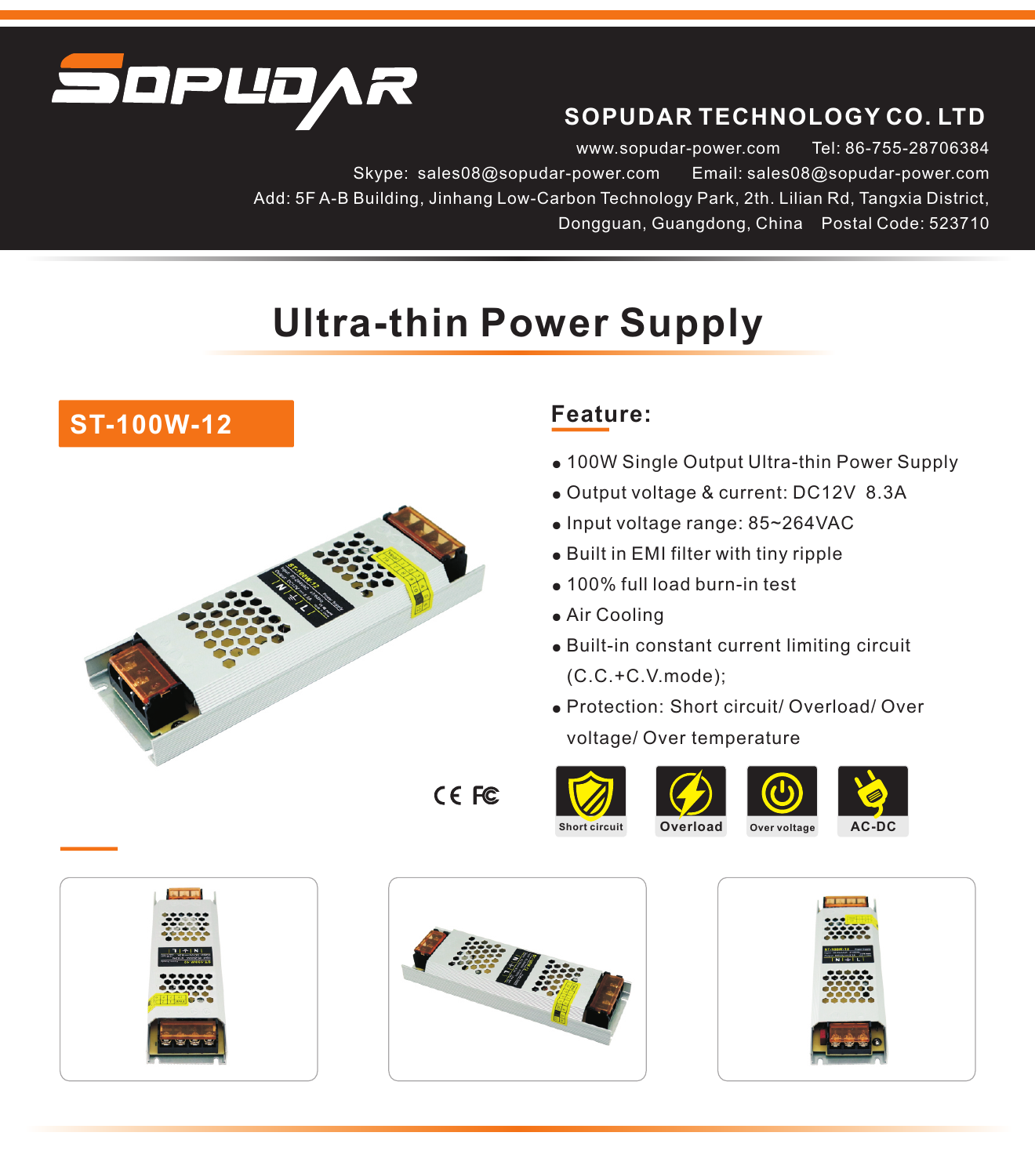# SOPUDAR

**SOPUDAR TECHNOLOGY CO. LTD**

www.sopudar-power.com Tel: 86-755-28706384

Skype: sales08@sopudar-power.com Email: sales08@sopudar-power.com

Add: 5F A-B Building, Jinhang Low-Carbon Technology Park, 2th. Lilian Rd, Tangxia District, Dongguan, Guangdong, China Postal Code: 523710

# Ultra-thin Power Supply

## ST-100W-12

## Feature:

- 100W Single Output Ultra-thin Power Supply
- Output voltage & current: DC12V 8.3A
- Input voltage range: 85~264VAC
- Built in EMI filter with tiny ripple
- 100% full load burn-in test
- Air Cooling
- Built-in constant current limiting circuit (C.C.+C.V.mode);
- Protection: Short circuit/ Overload/ Over voltage/ Over temperature

CE FC

Short circuit | Overload | Over voltage | AC-DC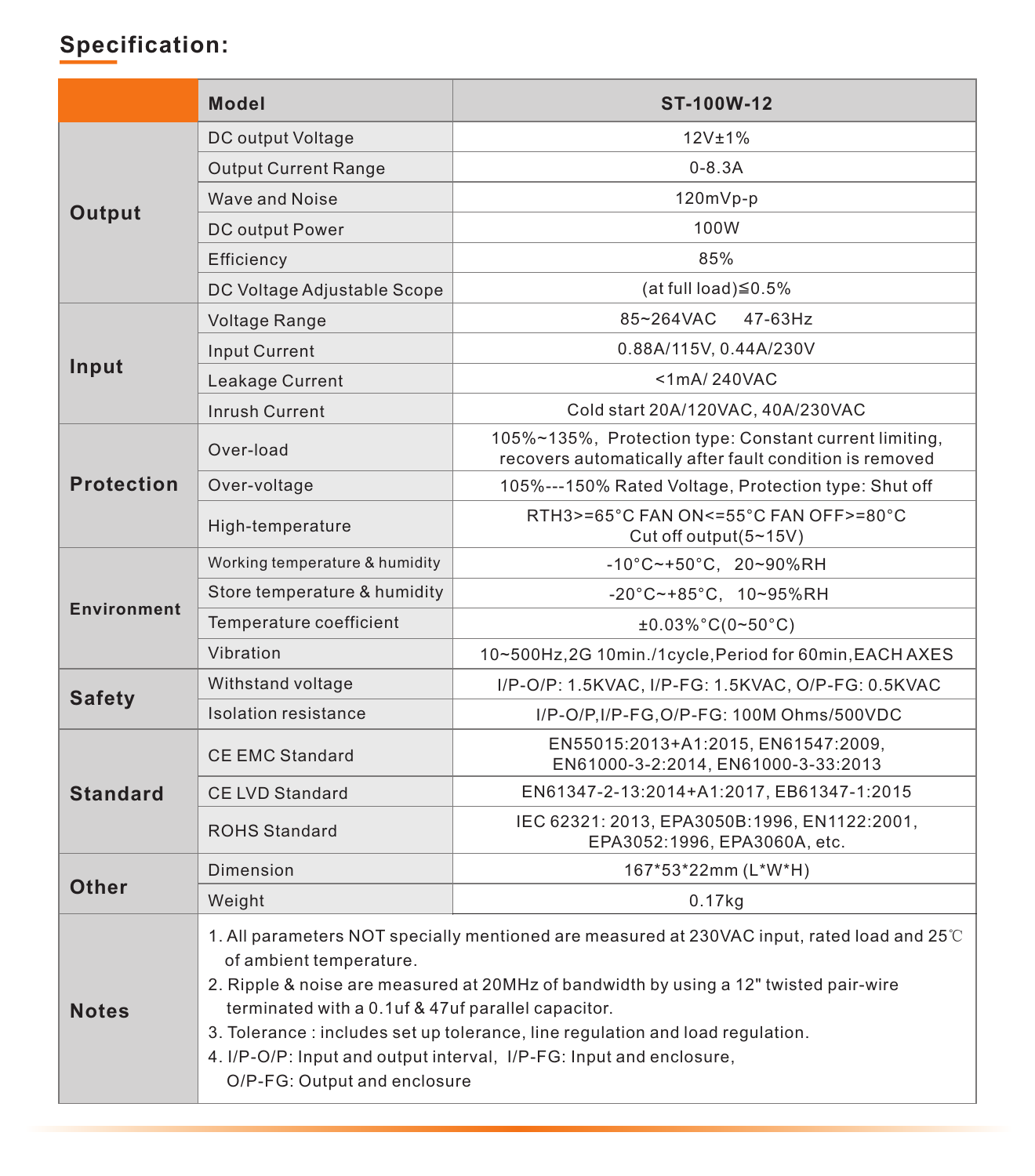## Specification:

| | Model | ST-100W-12 |
|---|---|---|
| Output | DC output Voltage | 12V±1% |
| | Output Current Range | 0-8.3A |
| | Wave and Noise | 120mVp-p |
| | DC output Power | 100W |
| | Efficiency | 85% |
| | DC Voltage Adjustable Scope | (at full load)≦0.5% |
| Input | Voltage Range | 85~264VAC 47-63Hz |
| | Input Current | 0.88A/115V, 0.44A/230V |
| | Leakage Current | <1mA/ 240VAC |
| | Inrush Current | Cold start 20A/120VAC, 40A/230VAC |
| Protection | Over-load | 105%~135%, Protection type: Constant current limiting, recovers automatically after fault condition is removed |
| | Over-voltage | 105%---150% Rated Voltage, Protection type: Shut off |
| | High-temperature | RTH3>=65°C FAN ON<=55°C FAN OFF>=80°C Cut off output(5~15V) |
| Environment | Working temperature & humidity | -10°C~+50°C, 20~90%RH |
| | Store temperature & humidity | -20°C~+85°C, 10~95%RH |
| | Temperature coefficient | ±0.03%°C(0~50°C) |
| | Vibration | 10~500Hz,2G 10min./1cycle,Period for 60min,EACH AXES |
| Safety | Withstand voltage | I/P-O/P: 1.5KVAC, I/P-FG: 1.5KVAC, O/P-FG: 0.5KVAC |
| | Isolation resistance | I/P-O/P,I/P-FG,O/P-FG: 100M Ohms/500VDC |
| Standard | CE EMC Standard | EN55015:2013+A1:2015, EN61547:2009, EN61000-3-2:2014, EN61000-3-33:2013 |
| | CE LVD Standard | EN61347-2-13:2014+A1:2017, EB61347-1:2015 |
| | ROHS Standard | IEC 62321: 2013, EPA3050B:1996, EN1122:2001, EPA3052:1996, EPA3060A, etc. |
| Other | Dimension | 167*53*22mm (L*W*H) |
| | Weight | 0.17kg |
| Notes | 1. All parameters NOT specially mentioned are measured at 230VAC input, rated load and 25℃ of ambient temperature. 2. Ripple & noise are measured at 20MHz of bandwidth by using a 12" twisted pair-wire terminated with a 0.1uf & 47uf parallel capacitor. 3. Tolerance : includes set up tolerance, line regulation and load regulation. 4. I/P-O/P: Input and output interval, I/P-FG: Input and enclosure, O/P-FG: Output and enclosure | |